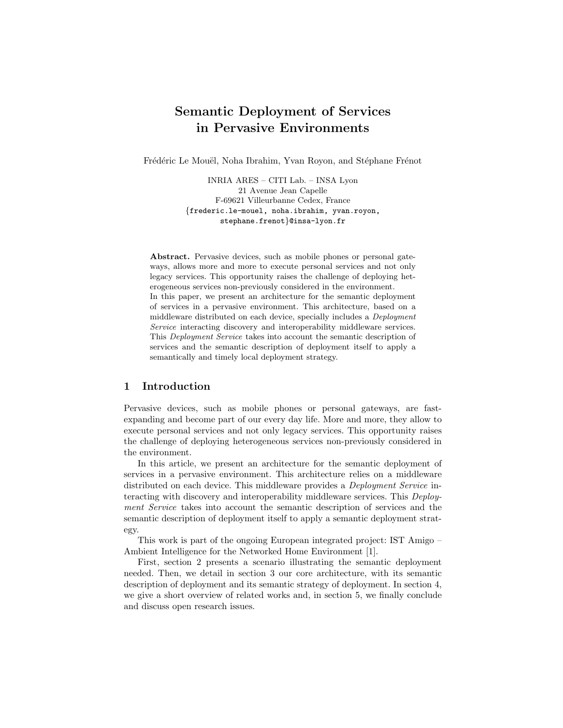# Semantic Deployment of Services in Pervasive Environments

Frédéric Le Mouël, Noha Ibrahim, Yvan Royon, and Stéphane Frénot

INRIA ARES – CITI Lab. – INSA Lyon
21 Avenue Jean Capelle
F-69621 Villeurbanne Cedex, France
{frederic.le-mouel, noha.ibrahim, yvan.royon, stephane.frenot}@insa-lyon.fr

**Abstract.** Pervasive devices, such as mobile phones or personal gateways, allows more and more to execute personal services and not only legacy services. This opportunity raises the challenge of deploying heterogeneous services non-previously considered in the environment.
In this paper, we present an architecture for the semantic deployment of services in a pervasive environment. This architecture, based on a middleware distributed on each device, specially includes a *Deployment Service* interacting discovery and interoperability middleware services. This *Deployment Service* takes into account the semantic description of services and the semantic description of deployment itself to apply a semantically and timely local deployment strategy.

## 1 Introduction

Pervasive devices, such as mobile phones or personal gateways, are fast-expanding and become part of our every day life. More and more, they allow to execute personal services and not only legacy services. This opportunity raises the challenge of deploying heterogeneous services non-previously considered in the environment.

In this article, we present an architecture for the semantic deployment of services in a pervasive environment. This architecture relies on a middleware distributed on each device. This middleware provides a *Deployment Service* interacting with discovery and interoperability middleware services. This *Deployment Service* takes into account the semantic description of services and the semantic description of deployment itself to apply a semantic deployment strategy.

This work is part of the ongoing European integrated project: IST Amigo – Ambient Intelligence for the Networked Home Environment [1].

First, section 2 presents a scenario illustrating the semantic deployment needed. Then, we detail in section 3 our core architecture, with its semantic description of deployment and its semantic strategy of deployment. In section 4, we give a short overview of related works and, in section 5, we finally conclude and discuss open research issues.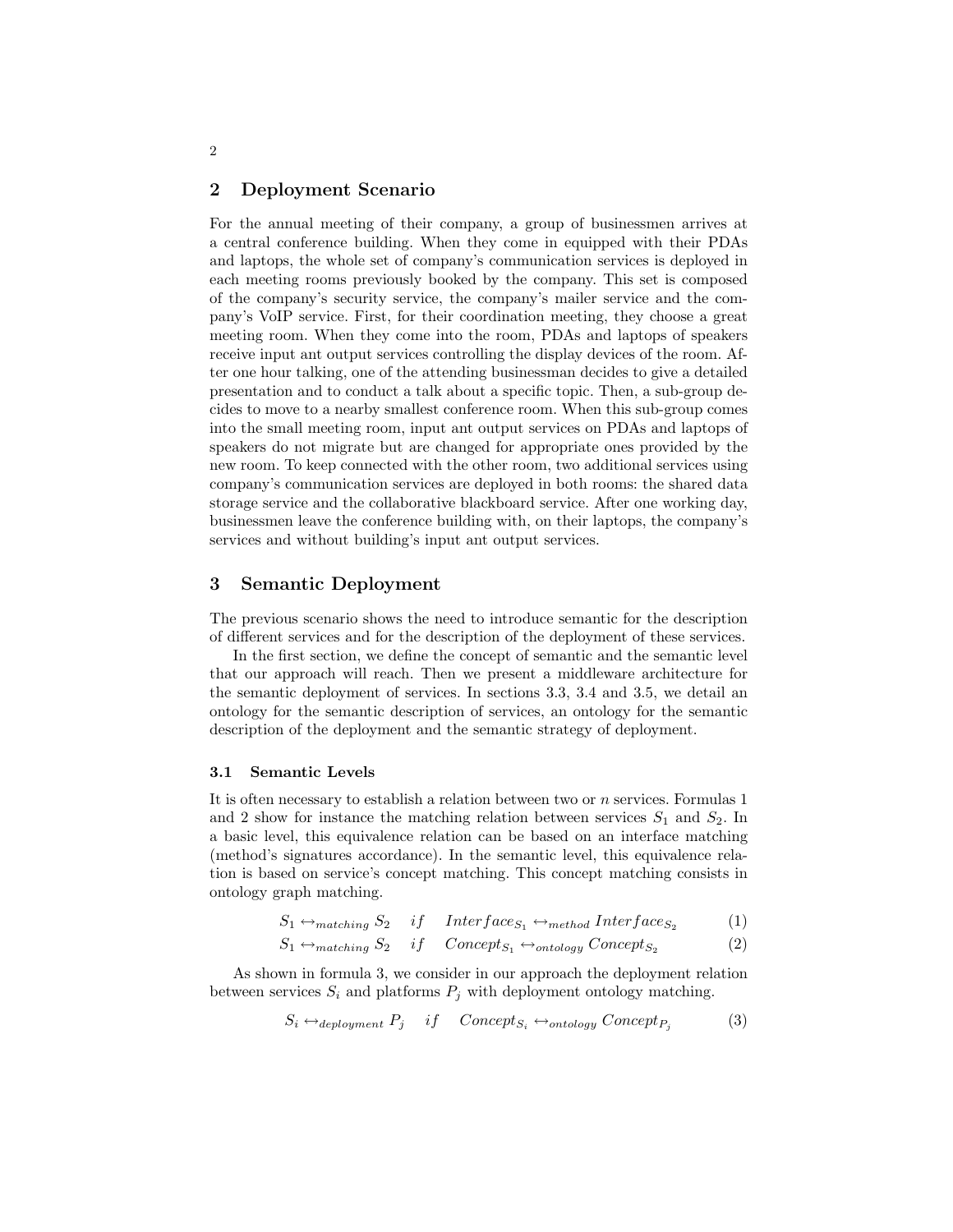## 2 Deployment Scenario

For the annual meeting of their company, a group of businessmen arrives at a central conference building. When they come in equipped with their PDAs and laptops, the whole set of company's communication services is deployed in each meeting rooms previously booked by the company. This set is composed of the company's security service, the company's mailer service and the company's VoIP service. First, for their coordination meeting, they choose a great meeting room. When they come into the room, PDAs and laptops of speakers receive input ant output services controlling the display devices of the room. After one hour talking, one of the attending businessman decides to give a detailed presentation and to conduct a talk about a specific topic. Then, a sub-group decides to move to a nearby smallest conference room. When this sub-group comes into the small meeting room, input ant output services on PDAs and laptops of speakers do not migrate but are changed for appropriate ones provided by the new room. To keep connected with the other room, two additional services using company's communication services are deployed in both rooms: the shared data storage service and the collaborative blackboard service. After one working day, businessmen leave the conference building with, on their laptops, the company's services and without building's input ant output services.

## 3 Semantic Deployment

The previous scenario shows the need to introduce semantic for the description of different services and for the description of the deployment of these services.

In the first section, we define the concept of semantic and the semantic level that our approach will reach. Then we present a middleware architecture for the semantic deployment of services. In sections 3.3, 3.4 and 3.5, we detail an ontology for the semantic description of services, an ontology for the semantic description of the deployment and the semantic strategy of deployment.

### 3.1 Semantic Levels

It is often necessary to establish a relation between two or $n$ services. Formulas 1 and 2 show for instance the matching relation between services $S_1$ and $S_2$. In a basic level, this equivalence relation can be based on an interface matching (method's signatures accordance). In the semantic level, this equivalence relation is based on service's concept matching. This concept matching consists in ontology graph matching.

$$S_1 \leftrightarrow_{matching} S_2 \quad if \quad Interface_{S_1} \leftrightarrow_{method} Interface_{S_2} \tag{1}$$

$$S_1 \leftrightarrow_{matching} S_2 \quad if \quad Concept_{S_1} \leftrightarrow_{ontology} Concept_{S_2} \tag{2}$$

As shown in formula 3, we consider in our approach the deployment relation between services $S_i$ and platforms $P_j$ with deployment ontology matching.

$$S_i \leftrightarrow_{deployment} P_j \quad if \quad Concept_{S_i} \leftrightarrow_{ontology} Concept_{P_j} \tag{3}$$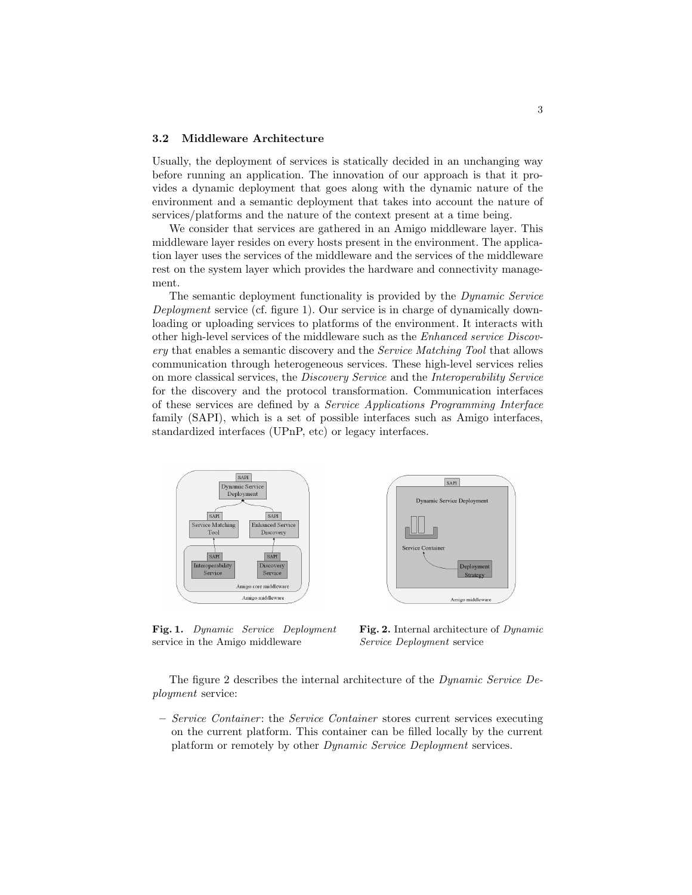### 3.2 Middleware Architecture

Usually, the deployment of services is statically decided in an unchanging way before running an application. The innovation of our approach is that it provides a dynamic deployment that goes along with the dynamic nature of the environment and a semantic deployment that takes into account the nature of services/platforms and the nature of the context present at a time being.

We consider that services are gathered in an Amigo middleware layer. This middleware layer resides on every hosts present in the environment. The application layer uses the services of the middleware and the services of the middleware rest on the system layer which provides the hardware and connectivity management.

The semantic deployment functionality is provided by the *Dynamic Service Deployment* service (cf. figure 1). Our service is in charge of dynamically downloading or uploading services to platforms of the environment. It interacts with other high-level services of the middleware such as the *Enhanced service Discovery* that enables a semantic discovery and the *Service Matching Tool* that allows communication through heterogeneous services. These high-level services relies on more classical services, the *Discovery Service* and the *Interoperability Service* for the discovery and the protocol transformation. Communication interfaces of these services are defined by a *Service Applications Programming Interface* family (SAPI), which is a set of possible interfaces such as Amigo interfaces, standardized interfaces (UPnP, etc) or legacy interfaces.

**Fig. 1.** *Dynamic Service Deployment* service in the Amigo middleware

**Fig. 2.** Internal architecture of *Dynamic Service Deployment* service

The figure 2 describes the internal architecture of the *Dynamic Service Deployment* service:

- *Service Container*: the *Service Container* stores current services executing on the current platform. This container can be filled locally by the current platform or remotely by other *Dynamic Service Deployment* services.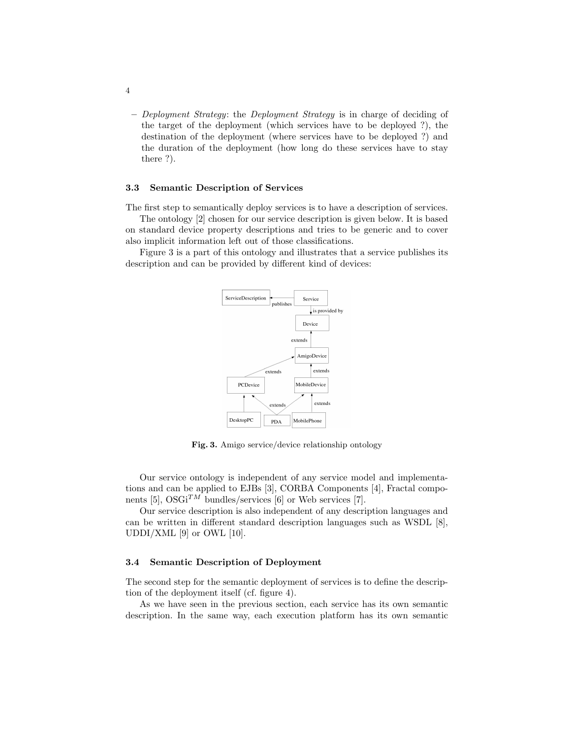- *Deployment Strategy*: the *Deployment Strategy* is in charge of deciding of the target of the deployment (which services have to be deployed ?), the destination of the deployment (where services have to be deployed ?) and the duration of the deployment (how long do these services have to stay there ?).

### 3.3 Semantic Description of Services

The first step to semantically deploy services is to have a description of services.

The ontology [2] chosen for our service description is given below. It is based on standard device property descriptions and tries to be generic and to cover also implicit information left out of those classifications.

Figure 3 is a part of this ontology and illustrates that a service publishes its description and can be provided by different kind of devices:

**Fig. 3.** Amigo service/device relationship ontology

Our service ontology is independent of any service model and implementations and can be applied to EJBs [3], CORBA Components [4], Fractal components [5], OSGi$^{TM}$ bundles/services [6] or Web services [7].

Our service description is also independent of any description languages and can be written in different standard description languages such as WSDL [8], UDDI/XML [9] or OWL [10].

### 3.4 Semantic Description of Deployment

The second step for the semantic deployment of services is to define the description of the deployment itself (cf. figure 4).

As we have seen in the previous section, each service has its own semantic description. In the same way, each execution platform has its own semantic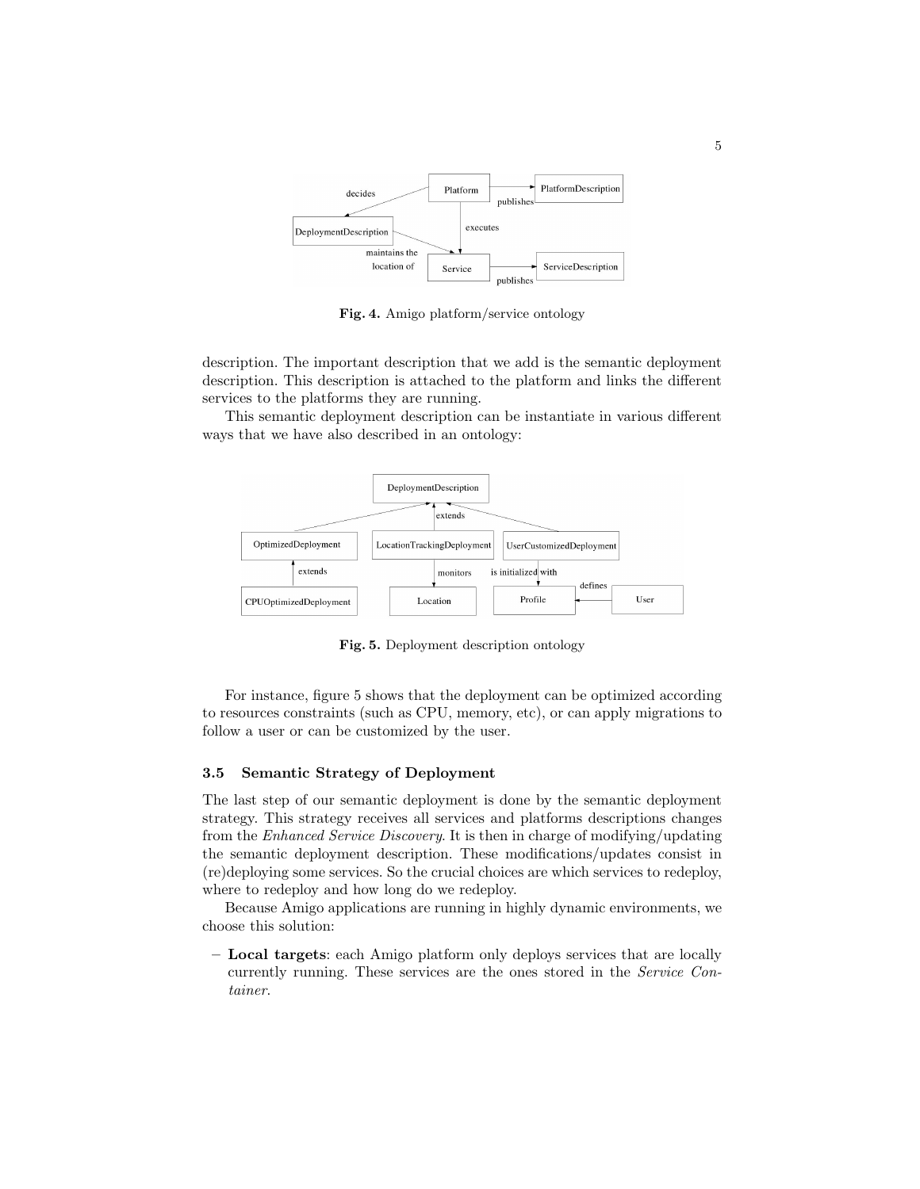Fig. 4. Amigo platform/service ontology

description. The important description that we add is the semantic deployment description. This description is attached to the platform and links the different services to the platforms they are running.

This semantic deployment description can be instantiate in various different ways that we have also described in an ontology:

Fig. 5. Deployment description ontology

For instance, figure 5 shows that the deployment can be optimized according to resources constraints (such as CPU, memory, etc), or can apply migrations to follow a user or can be customized by the user.

### 3.5 Semantic Strategy of Deployment

The last step of our semantic deployment is done by the semantic deployment strategy. This strategy receives all services and platforms descriptions changes from the *Enhanced Service Discovery*. It is then in charge of modifying/updating the semantic deployment description. These modifications/updates consist in (re)deploying some services. So the crucial choices are which services to redeploy, where to redeploy and how long do we redeploy.

Because Amigo applications are running in highly dynamic environments, we choose this solution:

– **Local targets**: each Amigo platform only deploys services that are locally currently running. These services are the ones stored in the *Service Container*.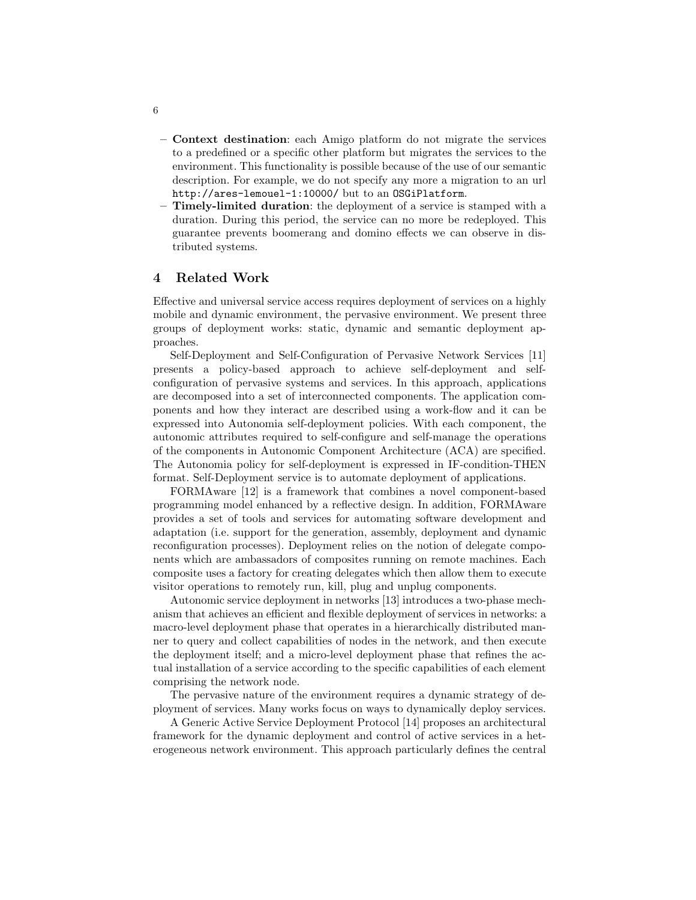- **Context destination**: each Amigo platform do not migrate the services to a predefined or a specific other platform but migrates the services to the environment. This functionality is possible because of the use of our semantic description. For example, we do not specify any more a migration to an url `http://ares-lemouel-1:10000/` but to an `OSGiPlatform`.
- **Timely-limited duration**: the deployment of a service is stamped with a duration. During this period, the service can no more be redeployed. This guarantee prevents boomerang and domino effects we can observe in distributed systems.

## 4 Related Work

Effective and universal service access requires deployment of services on a highly mobile and dynamic environment, the pervasive environment. We present three groups of deployment works: static, dynamic and semantic deployment approaches.

Self-Deployment and Self-Configuration of Pervasive Network Services [11] presents a policy-based approach to achieve self-deployment and self-configuration of pervasive systems and services. In this approach, applications are decomposed into a set of interconnected components. The application components and how they interact are described using a work-flow and it can be expressed into Autonomia self-deployment policies. With each component, the autonomic attributes required to self-configure and self-manage the operations of the components in Autonomic Component Architecture (ACA) are specified. The Autonomia policy for self-deployment is expressed in IF-condition-THEN format. Self-Deployment service is to automate deployment of applications.

FORMAware [12] is a framework that combines a novel component-based programming model enhanced by a reflective design. In addition, FORMAware provides a set of tools and services for automating software development and adaptation (i.e. support for the generation, assembly, deployment and dynamic reconfiguration processes). Deployment relies on the notion of delegate components which are ambassadors of composites running on remote machines. Each composite uses a factory for creating delegates which then allow them to execute visitor operations to remotely run, kill, plug and unplug components.

Autonomic service deployment in networks [13] introduces a two-phase mechanism that achieves an efficient and flexible deployment of services in networks: a macro-level deployment phase that operates in a hierarchically distributed manner to query and collect capabilities of nodes in the network, and then execute the deployment itself; and a micro-level deployment phase that refines the actual installation of a service according to the specific capabilities of each element comprising the network node.

The pervasive nature of the environment requires a dynamic strategy of deployment of services. Many works focus on ways to dynamically deploy services.

A Generic Active Service Deployment Protocol [14] proposes an architectural framework for the dynamic deployment and control of active services in a heterogeneous network environment. This approach particularly defines the central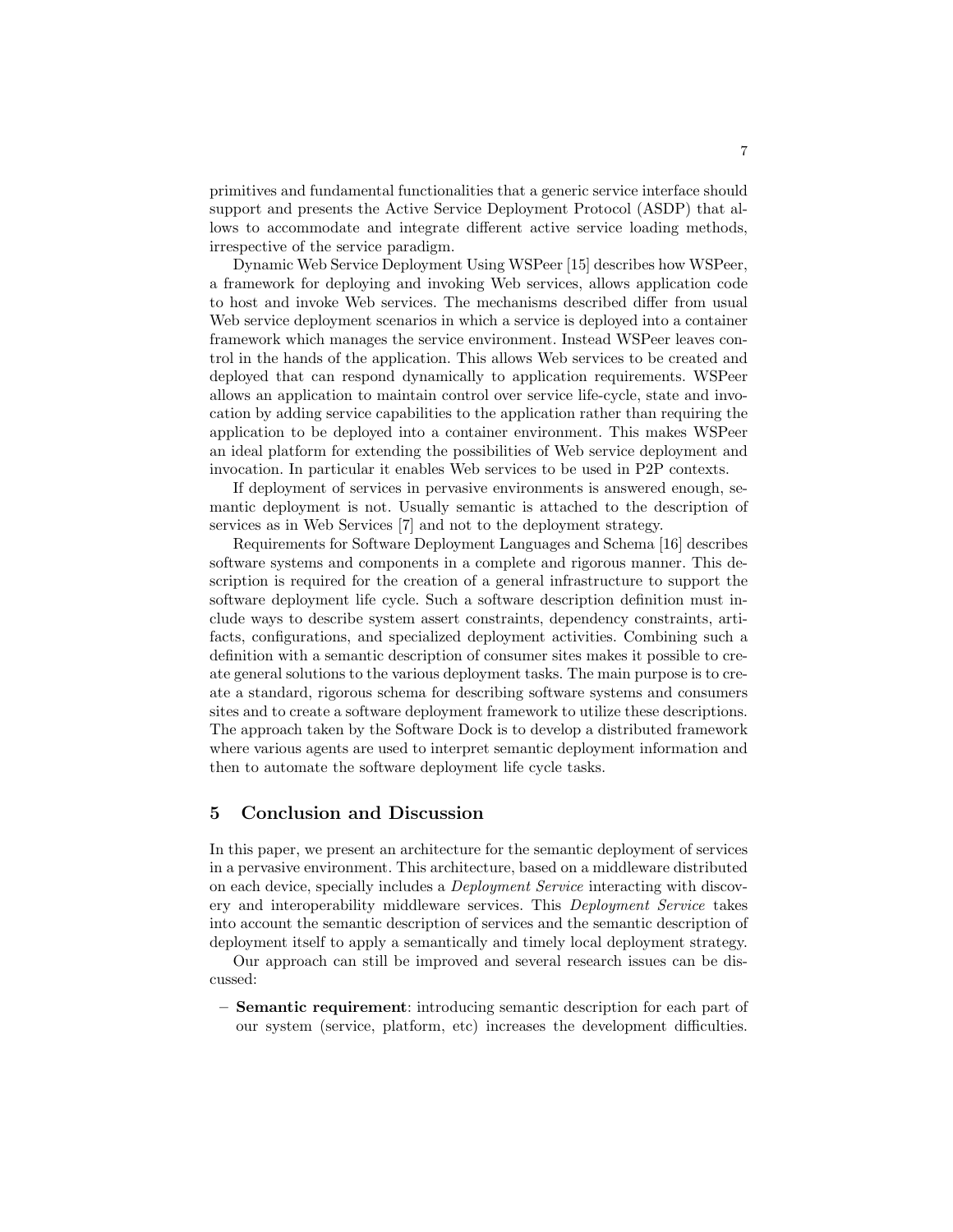primitives and fundamental functionalities that a generic service interface should support and presents the Active Service Deployment Protocol (ASDP) that allows to accommodate and integrate different active service loading methods, irrespective of the service paradigm.

Dynamic Web Service Deployment Using WSPeer [15] describes how WSPeer, a framework for deploying and invoking Web services, allows application code to host and invoke Web services. The mechanisms described differ from usual Web service deployment scenarios in which a service is deployed into a container framework which manages the service environment. Instead WSPeer leaves control in the hands of the application. This allows Web services to be created and deployed that can respond dynamically to application requirements. WSPeer allows an application to maintain control over service life-cycle, state and invocation by adding service capabilities to the application rather than requiring the application to be deployed into a container environment. This makes WSPeer an ideal platform for extending the possibilities of Web service deployment and invocation. In particular it enables Web services to be used in P2P contexts.

If deployment of services in pervasive environments is answered enough, semantic deployment is not. Usually semantic is attached to the description of services as in Web Services [7] and not to the deployment strategy.

Requirements for Software Deployment Languages and Schema [16] describes software systems and components in a complete and rigorous manner. This description is required for the creation of a general infrastructure to support the software deployment life cycle. Such a software description definition must include ways to describe system assert constraints, dependency constraints, artifacts, configurations, and specialized deployment activities. Combining such a definition with a semantic description of consumer sites makes it possible to create general solutions to the various deployment tasks. The main purpose is to create a standard, rigorous schema for describing software systems and consumers sites and to create a software deployment framework to utilize these descriptions. The approach taken by the Software Dock is to develop a distributed framework where various agents are used to interpret semantic deployment information and then to automate the software deployment life cycle tasks.

## 5 Conclusion and Discussion

In this paper, we present an architecture for the semantic deployment of services in a pervasive environment. This architecture, based on a middleware distributed on each device, specially includes a *Deployment Service* interacting with discovery and interoperability middleware services. This *Deployment Service* takes into account the semantic description of services and the semantic description of deployment itself to apply a semantically and timely local deployment strategy.

Our approach can still be improved and several research issues can be discussed:

- **Semantic requirement**: introducing semantic description for each part of our system (service, platform, etc) increases the development difficulties.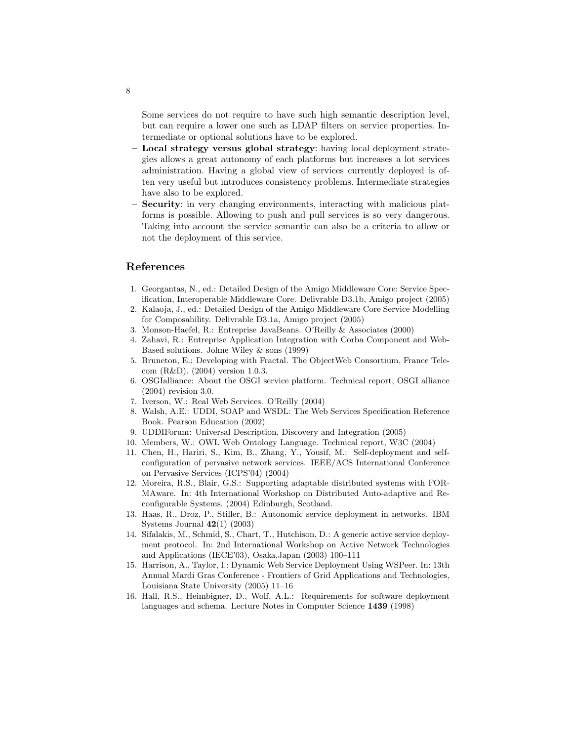Some services do not require to have such high semantic description level, but can require a lower one such as LDAP filters on service properties. Intermediate or optional solutions have to be explored.

- **Local strategy versus global strategy**: having local deployment strategies allows a great autonomy of each platforms but increases a lot services administration. Having a global view of services currently deployed is often very useful but introduces consistency problems. Intermediate strategies have also to be explored.
- **Security**: in very changing environments, interacting with malicious platforms is possible. Allowing to push and pull services is so very dangerous. Taking into account the service semantic can also be a criteria to allow or not the deployment of this service.

## References

1. Georgantas, N., ed.: Detailed Design of the Amigo Middleware Core: Service Specification, Interoperable Middleware Core. Delivrable D3.1b, Amigo project (2005)
2. Kalaoja, J., ed.: Detailed Design of the Amigo Middleware Core Service Modelling for Composability. Delivrable D3.1a, Amigo project (2005)
3. Monson-Haefel, R.: Entreprise JavaBeans. O'Reilly & Associates (2000)
4. Zahavi, R.: Entreprise Application Integration with Corba Component and Web-Based solutions. Johne Wiley & sons (1999)
5. Bruneton, E.: Developing with Fractal. The ObjectWeb Consortium, France Telecom (R&D). (2004) version 1.0.3.
6. OSGIalliance: About the OSGI service platform. Technical report, OSGI alliance (2004) revision 3.0.
7. Iverson, W.: Real Web Services. O'Reilly (2004)
8. Walsh, A.E.: UDDI, SOAP and WSDL: The Web Services Specification Reference Book. Pearson Education (2002)
9. UDDIForum: Universal Description, Discovery and Integration (2005)
10. Members, W.: OWL Web Ontology Language. Technical report, W3C (2004)
11. Chen, H., Hariri, S., Kim, B., Zhang, Y., Yousif, M.: Self-deployment and self-configuration of pervasive network services. IEEE/ACS International Conference on Pervasive Services (ICPS'04) (2004)
12. Moreira, R.S., Blair, G.S.: Supporting adaptable distributed systems with FORMAware. In: 4th International Workshop on Distributed Auto-adaptive and Reconfigurable Systems. (2004) Edinburgh, Scotland.
13. Haas, R., Droz, P., Stiller, B.: Autonomic service deployment in networks. IBM Systems Journal **42**(1) (2003)
14. Sifalakis, M., Schmid, S., Chart, T., Hutchison, D.: A generic active service deployment protocol. In: 2nd International Workshop on Active Network Technologies and Applications (IECE'03), Osaka,Japan (2003) 100–111
15. Harrison, A., Taylor, I.: Dynamic Web Service Deployment Using WSPeer. In: 13th Annual Mardi Gras Conference - Frontiers of Grid Applications and Technologies, Louisiana State University (2005) 11–16
16. Hall, R.S., Heimbigner, D., Wolf, A.L.: Requirements for software deployment languages and schema. Lecture Notes in Computer Science **1439** (1998)